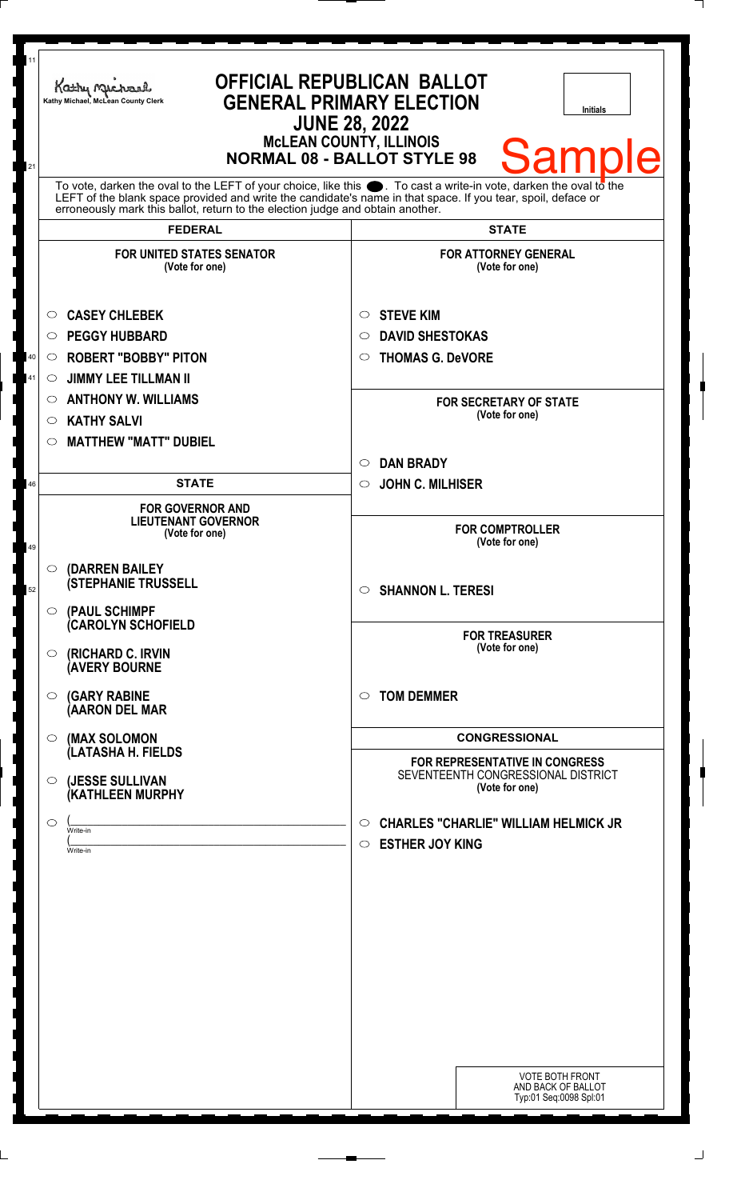Kathy Michael, McLean County Clerk

# OFFICIAL REPUBLICAN BALLOT
## GENERAL PRIMARY ELECTION
### JUNE 28, 2022
### McLEAN COUNTY, ILLINOIS
### NORMAL 08 - BALLOT STYLE 98

Initials

Sample

To vote, darken the oval to the LEFT of your choice, like this ⬤. To cast a write-in vote, darken the oval to the LEFT of the blank space provided and write the candidate's name in that space. If you tear, spoil, deface or erroneously mark this ballot, return to the election judge and obtain another.

## FEDERAL

**FOR UNITED STATES SENATOR**
(Vote for one)

- ○ CASEY CHLEBEK
- ○ PEGGY HUBBARD
- ○ ROBERT "BOBBY" PITON
- ○ JIMMY LEE TILLMAN II
- ○ ANTHONY W. WILLIAMS
- ○ KATHY SALVI
- ○ MATTHEW "MATT" DUBIEL

## STATE

**FOR GOVERNOR AND LIEUTENANT GOVERNOR**
(Vote for one)

- ○ (DARREN BAILEY (STEPHANIE TRUSSELL
- ○ (PAUL SCHIMPF (CAROLYN SCHOFIELD
- ○ (RICHARD C. IRVIN (AVERY BOURNE
- ○ (GARY RABINE (AARON DEL MAR
- ○ (MAX SOLOMON (LATASHA H. FIELDS
- ○ (JESSE SULLIVAN (KATHLEEN MURPHY
- ○ (\_\_\_\_\_\_\_\_\_\_\_\_ Write-in (\_\_\_\_\_\_\_\_\_\_\_\_ Write-in

## STATE

**FOR ATTORNEY GENERAL**
(Vote for one)

- ○ STEVE KIM
- ○ DAVID SHESTOKAS
- ○ THOMAS G. DeVORE

**FOR SECRETARY OF STATE**
(Vote for one)

- ○ DAN BRADY
- ○ JOHN C. MILHISER

**FOR COMPTROLLER**
(Vote for one)

- ○ SHANNON L. TERESI

**FOR TREASURER**
(Vote for one)

- ○ TOM DEMMER

## CONGRESSIONAL

**FOR REPRESENTATIVE IN CONGRESS**
SEVENTEENTH CONGRESSIONAL DISTRICT
(Vote for one)

- ○ CHARLES "CHARLIE" WILLIAM HELMICK JR
- ○ ESTHER JOY KING

VOTE BOTH FRONT AND BACK OF BALLOT
Typ:01 Seq:0098 Spl:01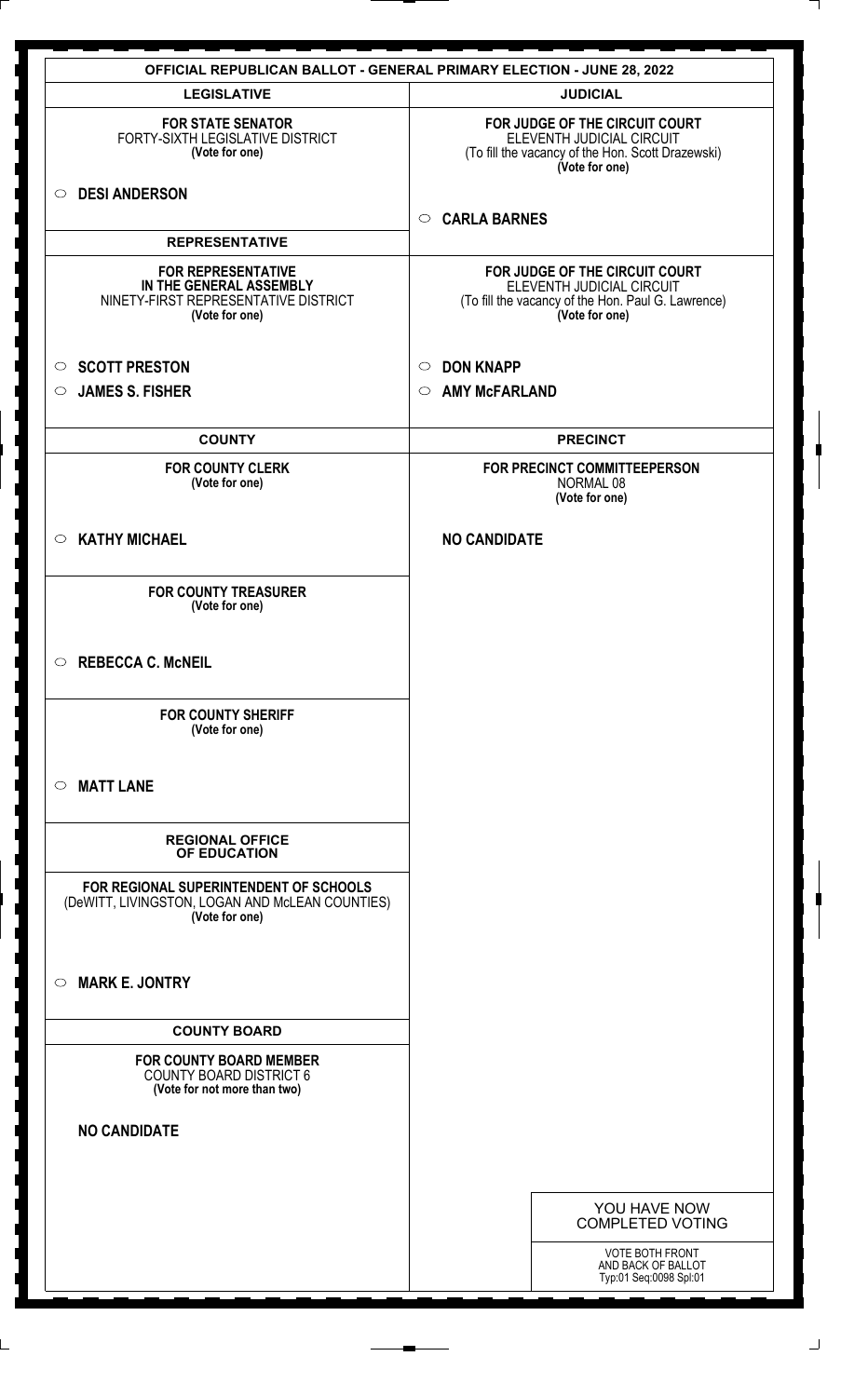# OFFICIAL REPUBLICAN BALLOT - GENERAL PRIMARY ELECTION - JUNE 28, 2022

## LEGISLATIVE

**FOR STATE SENATOR**
FORTY-SIXTH LEGISLATIVE DISTRICT
**(Vote for one)**

○ **DESI ANDERSON**

## REPRESENTATIVE

**FOR REPRESENTATIVE IN THE GENERAL ASSEMBLY**
NINETY-FIRST REPRESENTATIVE DISTRICT
**(Vote for one)**

○ **SCOTT PRESTON**
○ **JAMES S. FISHER**

## COUNTY

**FOR COUNTY CLERK**
**(Vote for one)**

○ **KATHY MICHAEL**

**FOR COUNTY TREASURER**
**(Vote for one)**

○ **REBECCA C. McNEIL**

**FOR COUNTY SHERIFF**
**(Vote for one)**

○ **MATT LANE**

## REGIONAL OFFICE OF EDUCATION

**FOR REGIONAL SUPERINTENDENT OF SCHOOLS**
(DeWITT, LIVINGSTON, LOGAN AND McLEAN COUNTIES)
**(Vote for one)**

○ **MARK E. JONTRY**

## COUNTY BOARD

**FOR COUNTY BOARD MEMBER**
COUNTY BOARD DISTRICT 6
**(Vote for not more than two)**

**NO CANDIDATE**

## JUDICIAL

**FOR JUDGE OF THE CIRCUIT COURT**
ELEVENTH JUDICIAL CIRCUIT
(To fill the vacancy of the Hon. Scott Drazewski)
**(Vote for one)**

○ **CARLA BARNES**

**FOR JUDGE OF THE CIRCUIT COURT**
ELEVENTH JUDICIAL CIRCUIT
(To fill the vacancy of the Hon. Paul G. Lawrence)
**(Vote for one)**

○ **DON KNAPP**
○ **AMY McFARLAND**

## PRECINCT

**FOR PRECINCT COMMITTEEPERSON**
NORMAL 08
**(Vote for one)**

**NO CANDIDATE**

YOU HAVE NOW COMPLETED VOTING

VOTE BOTH FRONT AND BACK OF BALLOT
Typ:01 Seq:0098 Spl:01